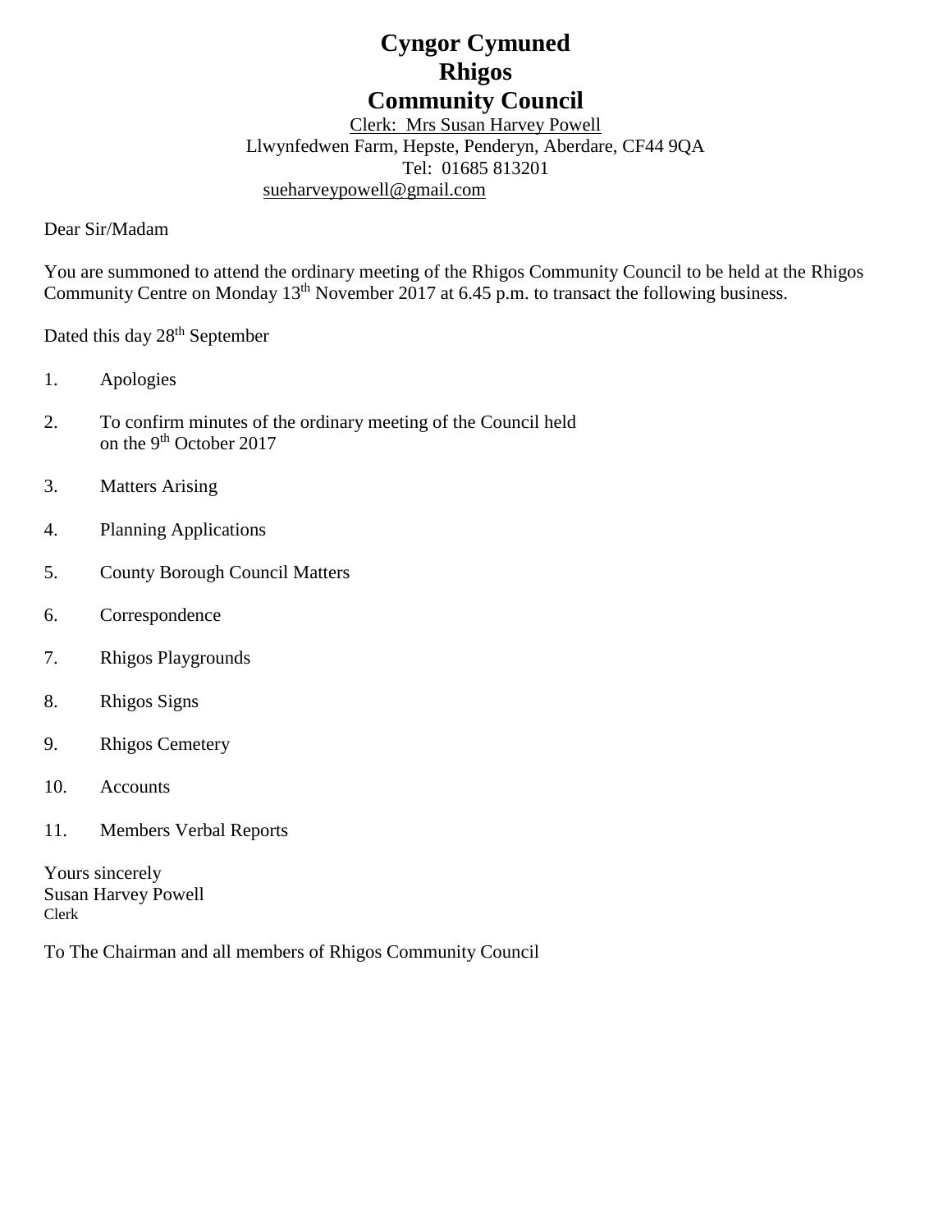# Cyngor Cymuned
# Rhigos
# Community Council

Clerk: Mrs Susan Harvey Powell
Llwynfedwen Farm, Hepste, Penderyn, Aberdare, CF44 9QA
Tel: 01685 813201
sueharveypowell@gmail.com

Dear Sir/Madam

You are summoned to attend the ordinary meeting of the Rhigos Community Council to be held at the Rhigos Community Centre on Monday 13th November 2017 at 6.45 p.m. to transact the following business.

Dated this day 28th September

1. Apologies
2. To confirm minutes of the ordinary meeting of the Council held on the 9th October 2017
3. Matters Arising
4. Planning Applications
5. County Borough Council Matters
6. Correspondence
7. Rhigos Playgrounds
8. Rhigos Signs
9. Rhigos Cemetery
10. Accounts
11. Members Verbal Reports

Yours sincerely
Susan Harvey Powell
Clerk

To The Chairman and all members of Rhigos Community Council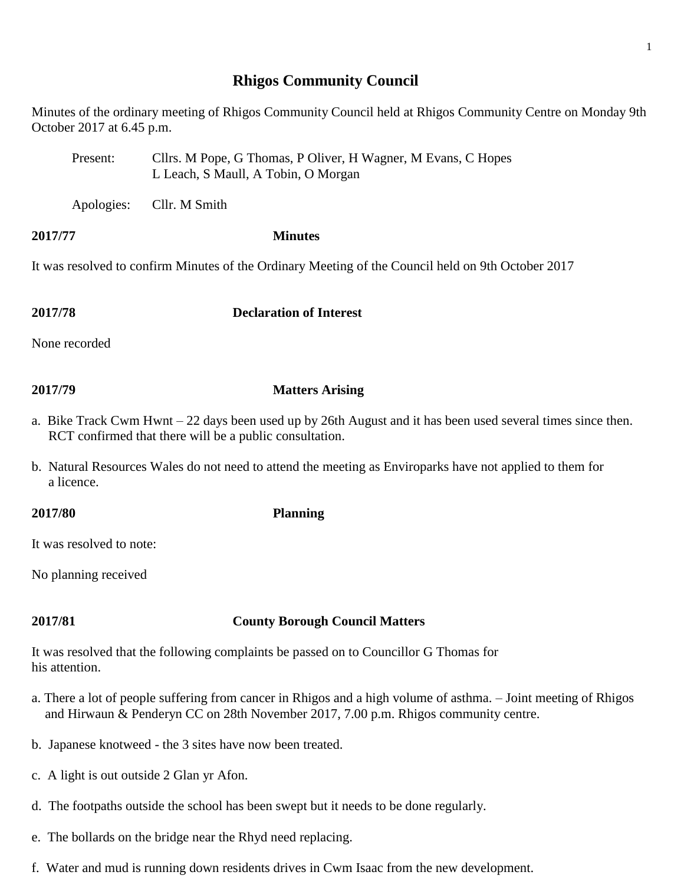# Rhigos Community Council

Minutes of the ordinary meeting of Rhigos Community Council held at Rhigos Community Centre on Monday 9th October 2017 at 6.45 p.m.

Present: Cllrs. M Pope, G Thomas, P Oliver, H Wagner, M Evans, C Hopes
L Leach, S Maull, A Tobin, O Morgan

Apologies: Cllr. M Smith

**2017/77 Minutes**

It was resolved to confirm Minutes of the Ordinary Meeting of the Council held on 9th October 2017

**2017/78 Declaration of Interest**

None recorded

**2017/79 Matters Arising**

a. Bike Track Cwm Hwnt – 22 days been used up by 26th August and it has been used several times since then. RCT confirmed that there will be a public consultation.

b. Natural Resources Wales do not need to attend the meeting as Enviroparks have not applied to them for a licence.

**2017/80 Planning**

It was resolved to note:

No planning received

**2017/81 County Borough Council Matters**

It was resolved that the following complaints be passed on to Councillor G Thomas for his attention.

a. There a lot of people suffering from cancer in Rhigos and a high volume of asthma. – Joint meeting of Rhigos and Hirwaun & Penderyn CC on 28th November 2017, 7.00 p.m. Rhigos community centre.

b. Japanese knotweed - the 3 sites have now been treated.

c. A light is out outside 2 Glan yr Afon.

d. The footpaths outside the school has been swept but it needs to be done regularly.

e. The bollards on the bridge near the Rhyd need replacing.

f. Water and mud is running down residents drives in Cwm Isaac from the new development.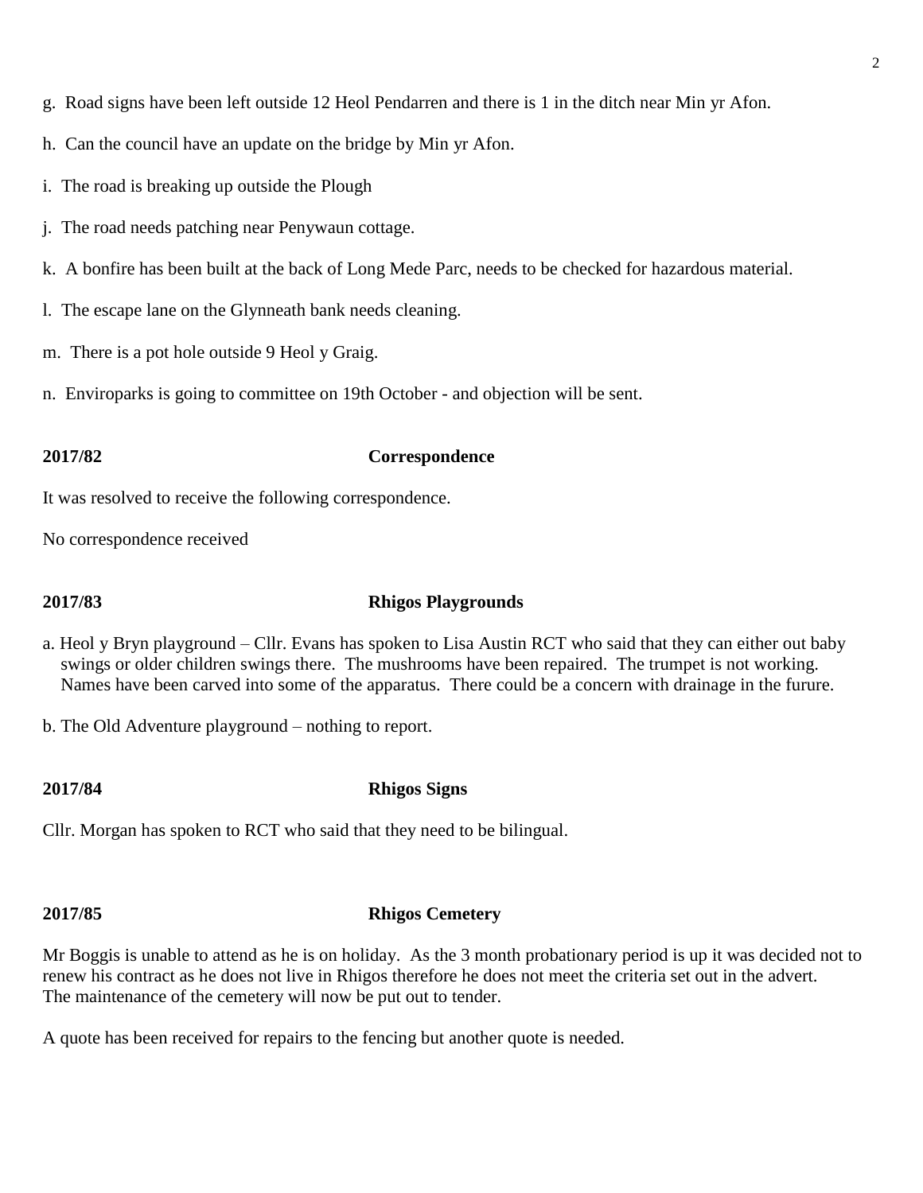g. Road signs have been left outside 12 Heol Pendarren and there is 1 in the ditch near Min yr Afon.

h. Can the council have an update on the bridge by Min yr Afon.

i. The road is breaking up outside the Plough

j. The road needs patching near Penywaun cottage.

k. A bonfire has been built at the back of Long Mede Parc, needs to be checked for hazardous material.

l. The escape lane on the Glynneath bank needs cleaning.

m. There is a pot hole outside 9 Heol y Graig.

n. Enviroparks is going to committee on 19th October - and objection will be sent.

**2017/82 Correspondence**

It was resolved to receive the following correspondence.

No correspondence received

**2017/83 Rhigos Playgrounds**

a. Heol y Bryn playground – Cllr. Evans has spoken to Lisa Austin RCT who said that they can either out baby swings or older children swings there. The mushrooms have been repaired. The trumpet is not working. Names have been carved into some of the apparatus. There could be a concern with drainage in the furure.

b. The Old Adventure playground – nothing to report.

**2017/84 Rhigos Signs**

Cllr. Morgan has spoken to RCT who said that they need to be bilingual.

**2017/85 Rhigos Cemetery**

Mr Boggis is unable to attend as he is on holiday. As the 3 month probationary period is up it was decided not to renew his contract as he does not live in Rhigos therefore he does not meet the criteria set out in the advert. The maintenance of the cemetery will now be put out to tender.

A quote has been received for repairs to the fencing but another quote is needed.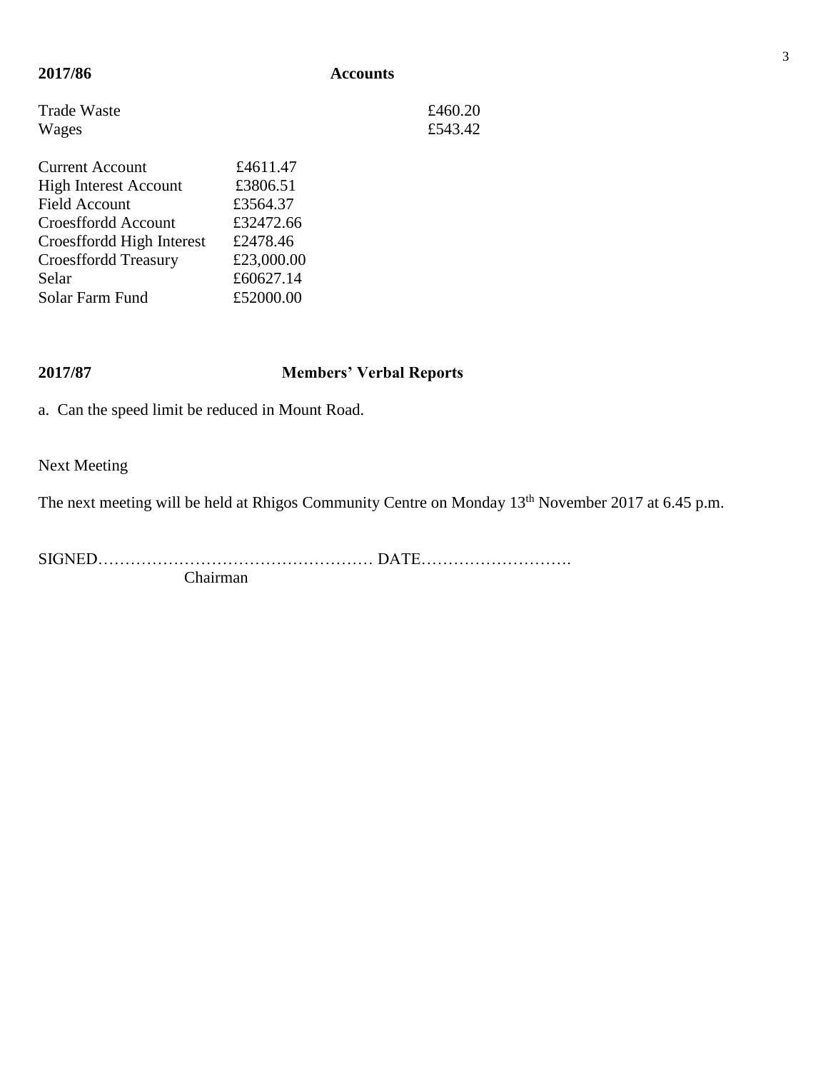**2017/86** **Accounts**

| | |
|---|---|
| Trade Waste | £460.20 |
| Wages | £543.42 |

| | |
|---|---|
| Current Account | £4611.47 |
| High Interest Account | £3806.51 |
| Field Account | £3564.37 |
| Croesffordd Account | £32472.66 |
| Croesffordd High Interest | £2478.46 |
| Croesffordd Treasury | £23,000.00 |
| Selar | £60627.14 |
| Solar Farm Fund | £52000.00 |

**2017/87** **Members' Verbal Reports**

a. Can the speed limit be reduced in Mount Road.

Next Meeting

The next meeting will be held at Rhigos Community Centre on Monday 13th November 2017 at 6.45 p.m.

SIGNED…………………………………………… DATE……………………….
Chairman